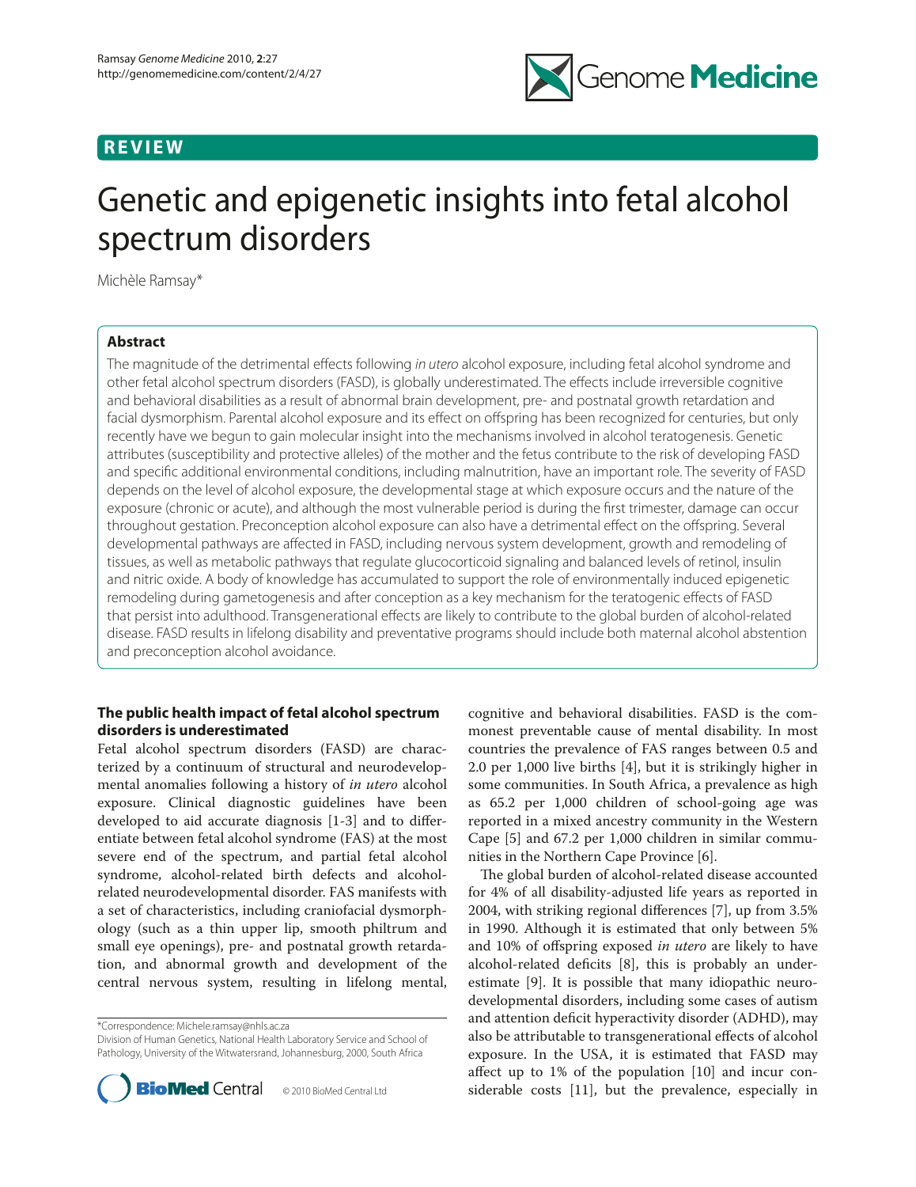**REVIEW**

# Genetic and epigenetic insights into fetal alcohol spectrum disorders

Michèle Ramsay*

## Abstract

The magnitude of the detrimental effects following *in utero* alcohol exposure, including fetal alcohol syndrome and other fetal alcohol spectrum disorders (FASD), is globally underestimated. The effects include irreversible cognitive and behavioral disabilities as a result of abnormal brain development, pre- and postnatal growth retardation and facial dysmorphism. Parental alcohol exposure and its effect on offspring has been recognized for centuries, but only recently have we begun to gain molecular insight into the mechanisms involved in alcohol teratogenesis. Genetic attributes (susceptibility and protective alleles) of the mother and the fetus contribute to the risk of developing FASD and specific additional environmental conditions, including malnutrition, have an important role. The severity of FASD depends on the level of alcohol exposure, the developmental stage at which exposure occurs and the nature of the exposure (chronic or acute), and although the most vulnerable period is during the first trimester, damage can occur throughout gestation. Preconception alcohol exposure can also have a detrimental effect on the offspring. Several developmental pathways are affected in FASD, including nervous system development, growth and remodeling of tissues, as well as metabolic pathways that regulate glucocorticoid signaling and balanced levels of retinol, insulin and nitric oxide. A body of knowledge has accumulated to support the role of environmentally induced epigenetic remodeling during gametogenesis and after conception as a key mechanism for the teratogenic effects of FASD that persist into adulthood. Transgenerational effects are likely to contribute to the global burden of alcohol-related disease. FASD results in lifelong disability and preventative programs should include both maternal alcohol abstention and preconception alcohol avoidance.

## The public health impact of fetal alcohol spectrum disorders is underestimated

Fetal alcohol spectrum disorders (FASD) are characterized by a continuum of structural and neurodevelopmental anomalies following a history of *in utero* alcohol exposure. Clinical diagnostic guidelines have been developed to aid accurate diagnosis [1-3] and to differentiate between fetal alcohol syndrome (FAS) at the most severe end of the spectrum, and partial fetal alcohol syndrome, alcohol-related birth defects and alcohol-related neurodevelopmental disorder. FAS manifests with a set of characteristics, including craniofacial dysmorphology (such as a thin upper lip, smooth philtrum and small eye openings), pre- and postnatal growth retardation, and abnormal growth and development of the central nervous system, resulting in lifelong mental, cognitive and behavioral disabilities. FASD is the commonest preventable cause of mental disability. In most countries the prevalence of FAS ranges between 0.5 and 2.0 per 1,000 live births [4], but it is strikingly higher in some communities. In South Africa, a prevalence as high as 65.2 per 1,000 children of school-going age was reported in a mixed ancestry community in the Western Cape [5] and 67.2 per 1,000 children in similar communities in the Northern Cape Province [6].

The global burden of alcohol-related disease accounted for 4% of all disability-adjusted life years as reported in 2004, with striking regional differences [7], up from 3.5% in 1990. Although it is estimated that only between 5% and 10% of offspring exposed *in utero* are likely to have alcohol-related deficits [8], this is probably an underestimate [9]. It is possible that many idiopathic neurodevelopmental disorders, including some cases of autism and attention deficit hyperactivity disorder (ADHD), may also be attributable to transgenerational effects of alcohol exposure. In the USA, it is estimated that FASD may affect up to 1% of the population [10] and incur considerable costs [11], but the prevalence, especially in

*Correspondence: Michele.ramsay@nhls.ac.za
Division of Human Genetics, National Health Laboratory Service and School of Pathology, University of the Witwatersrand, Johannesburg, 2000, South Africa

© 2010 BioMed Central Ltd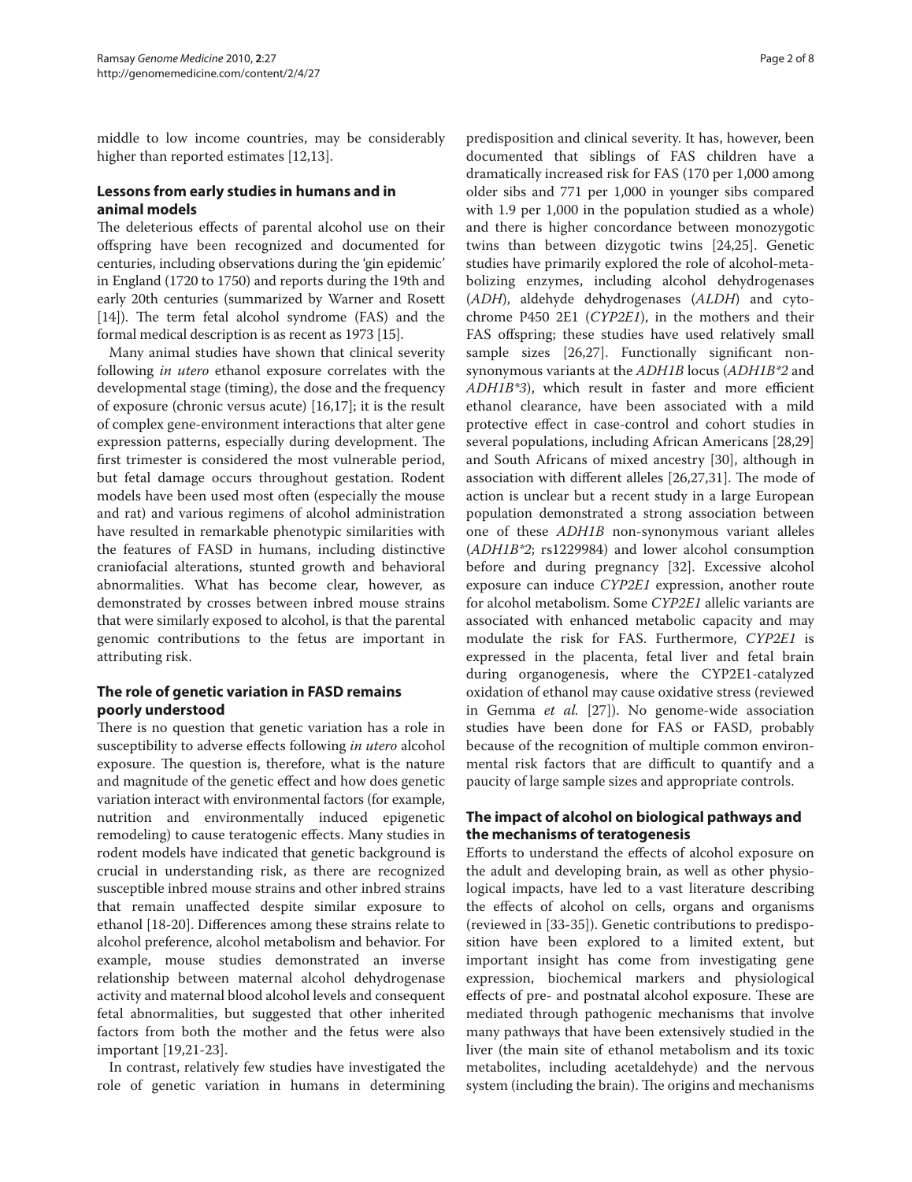middle to low income countries, may be considerably higher than reported estimates [12,13].

## Lessons from early studies in humans and in animal models

The deleterious effects of parental alcohol use on their offspring have been recognized and documented for centuries, including observations during the 'gin epidemic' in England (1720 to 1750) and reports during the 19th and early 20th centuries (summarized by Warner and Rosett [14]). The term fetal alcohol syndrome (FAS) and the formal medical description is as recent as 1973 [15].

Many animal studies have shown that clinical severity following *in utero* ethanol exposure correlates with the developmental stage (timing), the dose and the frequency of exposure (chronic versus acute) [16,17]; it is the result of complex gene-environment interactions that alter gene expression patterns, especially during development. The first trimester is considered the most vulnerable period, but fetal damage occurs throughout gestation. Rodent models have been used most often (especially the mouse and rat) and various regimens of alcohol administration have resulted in remarkable phenotypic similarities with the features of FASD in humans, including distinctive craniofacial alterations, stunted growth and behavioral abnormalities. What has become clear, however, as demonstrated by crosses between inbred mouse strains that were similarly exposed to alcohol, is that the parental genomic contributions to the fetus are important in attributing risk.

## The role of genetic variation in FASD remains poorly understood

There is no question that genetic variation has a role in susceptibility to adverse effects following *in utero* alcohol exposure. The question is, therefore, what is the nature and magnitude of the genetic effect and how does genetic variation interact with environmental factors (for example, nutrition and environmentally induced epigenetic remodeling) to cause teratogenic effects. Many studies in rodent models have indicated that genetic background is crucial in understanding risk, as there are recognized susceptible inbred mouse strains and other inbred strains that remain unaffected despite similar exposure to ethanol [18-20]. Differences among these strains relate to alcohol preference, alcohol metabolism and behavior. For example, mouse studies demonstrated an inverse relationship between maternal alcohol dehydrogenase activity and maternal blood alcohol levels and consequent fetal abnormalities, but suggested that other inherited factors from both the mother and the fetus were also important [19,21-23].

In contrast, relatively few studies have investigated the role of genetic variation in humans in determining predisposition and clinical severity. It has, however, been documented that siblings of FAS children have a dramatically increased risk for FAS (170 per 1,000 among older sibs and 771 per 1,000 in younger sibs compared with 1.9 per 1,000 in the population studied as a whole) and there is higher concordance between monozygotic twins than between dizygotic twins [24,25]. Genetic studies have primarily explored the role of alcohol-metabolizing enzymes, including alcohol dehydrogenases (*ADH*), aldehyde dehydrogenases (*ALDH*) and cytochrome P450 2E1 (*CYP2E1*), in the mothers and their FAS offspring; these studies have used relatively small sample sizes [26,27]. Functionally significant non-synonymous variants at the *ADH1B* locus (*ADH1B*2* and *ADH1B*3*), which result in faster and more efficient ethanol clearance, have been associated with a mild protective effect in case-control and cohort studies in several populations, including African Americans [28,29] and South Africans of mixed ancestry [30], although in association with different alleles [26,27,31]. The mode of action is unclear but a recent study in a large European population demonstrated a strong association between one of these *ADH1B* non-synonymous variant alleles (*ADH1B*2*; rs1229984) and lower alcohol consumption before and during pregnancy [32]. Excessive alcohol exposure can induce *CYP2E1* expression, another route for alcohol metabolism. Some *CYP2E1* allelic variants are associated with enhanced metabolic capacity and may modulate the risk for FAS. Furthermore, *CYP2E1* is expressed in the placenta, fetal liver and fetal brain during organogenesis, where the CYP2E1-catalyzed oxidation of ethanol may cause oxidative stress (reviewed in Gemma *et al.* [27]). No genome-wide association studies have been done for FAS or FASD, probably because of the recognition of multiple common environmental risk factors that are difficult to quantify and a paucity of large sample sizes and appropriate controls.

## The impact of alcohol on biological pathways and the mechanisms of teratogenesis

Efforts to understand the effects of alcohol exposure on the adult and developing brain, as well as other physiological impacts, have led to a vast literature describing the effects of alcohol on cells, organs and organisms (reviewed in [33-35]). Genetic contributions to predisposition have been explored to a limited extent, but important insight has come from investigating gene expression, biochemical markers and physiological effects of pre- and postnatal alcohol exposure. These are mediated through pathogenic mechanisms that involve many pathways that have been extensively studied in the liver (the main site of ethanol metabolism and its toxic metabolites, including acetaldehyde) and the nervous system (including the brain). The origins and mechanisms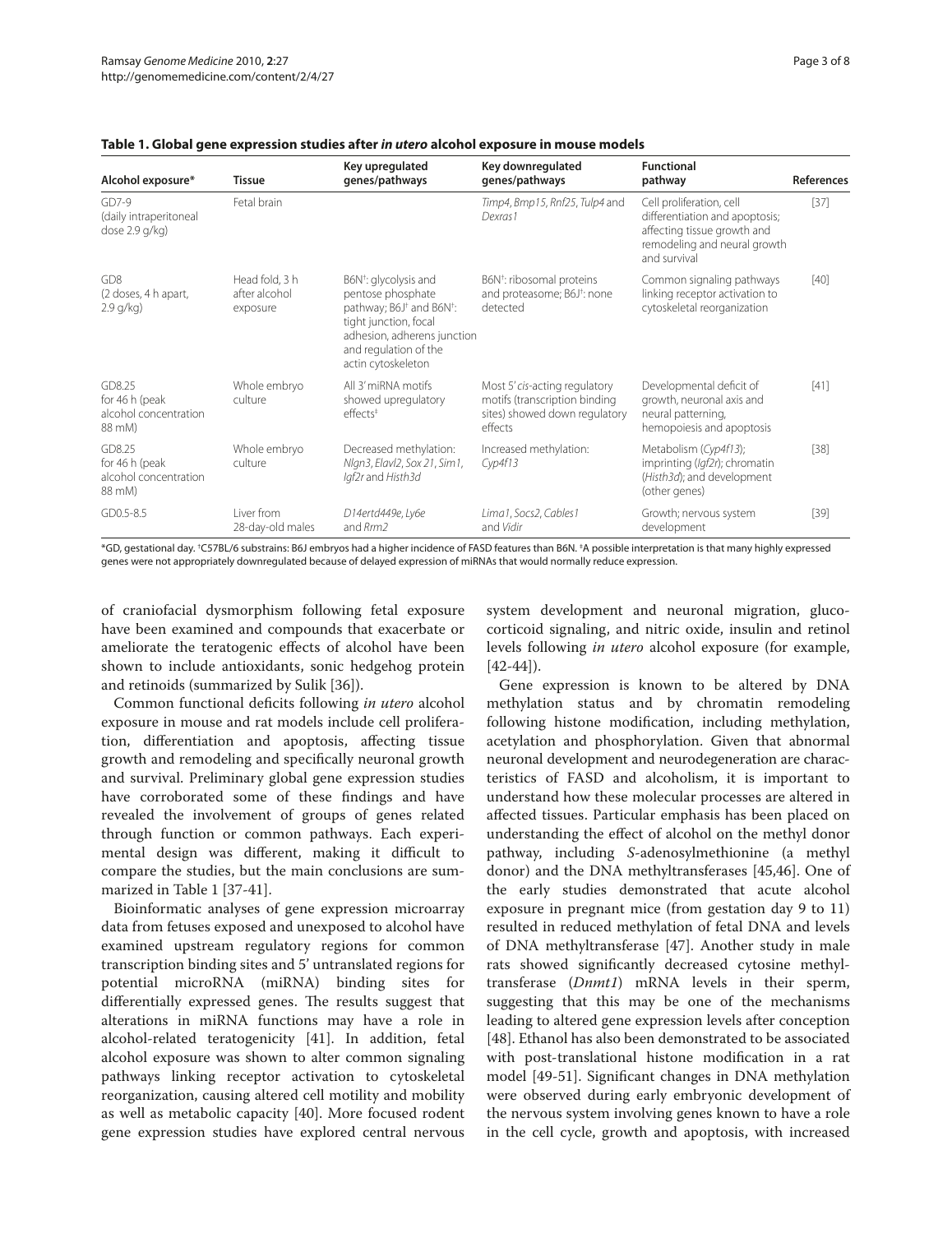**Table 1. Global gene expression studies after *in utero* alcohol exposure in mouse models**

| Alcohol exposure* | Tissue | Key upregulated genes/pathways | Key downregulated genes/pathways | Functional pathway | References |
|---|---|---|---|---|---|
| GD7-9 (daily intraperitoneal dose 2.9 g/kg) | Fetal brain | | *Timp4*, *Bmp15*, *Rnf25*, *Tulp4* and *Dexras1* | Cell proliferation, cell differentiation and apoptosis; affecting tissue growth and remodeling and neural growth and survival | [37] |
| GD8 (2 doses, 4 h apart, 2.9 g/kg) | Head fold, 3 h after alcohol exposure | B6N†: glycolysis and pentose phosphate pathway; B6J† and B6N†: tight junction, focal adhesion, adherens junction and regulation of the actin cytoskeleton | B6N†: ribosomal proteins and proteasome; B6J†: none detected | Common signaling pathways linking receptor activation to cytoskeletal reorganization | [40] |
| GD8.25 for 46 h (peak alcohol concentration 88 mM) | Whole embryo culture | All 3' miRNA motifs showed upregulatory effects‡ | Most 5' *cis*-acting regulatory motifs (transcription binding sites) showed down regulatory effects | Developmental deficit of growth, neuronal axis and neural patterning, hemopoiesis and apoptosis | [41] |
| GD8.25 for 46 h (peak alcohol concentration 88 mM) | Whole embryo culture | Decreased methylation: *Nlgn3*, *Elavl2*, *Sox 21*, *Sim1*, *Igf2r* and *Histh3d* | Increased methylation: *Cyp4f13* | Metabolism (*Cyp4f13*); imprinting (*Igf2r*); chromatin (*Histh3d*); and development (other genes) | [38] |
| GD0.5-8.5 | Liver from 28-day-old males | *D14ertd449e*, *Ly6e* and *Rrm2* | *Lima1*, *Socs2*, *Cables1* and *Vidir* | Growth; nervous system development | [39] |

*GD, gestational day. †C57BL/6 substrains: B6J embryos had a higher incidence of FASD features than B6N. ‡A possible interpretation is that many highly expressed genes were not appropriately downregulated because of delayed expression of miRNAs that would normally reduce expression.

of craniofacial dysmorphism following fetal exposure have been examined and compounds that exacerbate or ameliorate the teratogenic effects of alcohol have been shown to include antioxidants, sonic hedgehog protein and retinoids (summarized by Sulik [36]).

Common functional deficits following *in utero* alcohol exposure in mouse and rat models include cell proliferation, differentiation and apoptosis, affecting tissue growth and remodeling and specifically neuronal growth and survival. Preliminary global gene expression studies have corroborated some of these findings and have revealed the involvement of groups of genes related through function or common pathways. Each experimental design was different, making it difficult to compare the studies, but the main conclusions are summarized in Table 1 [37-41].

Bioinformatic analyses of gene expression microarray data from fetuses exposed and unexposed to alcohol have examined upstream regulatory regions for common transcription binding sites and 5' untranslated regions for potential microRNA (miRNA) binding sites for differentially expressed genes. The results suggest that alterations in miRNA functions may have a role in alcohol-related teratogenicity [41]. In addition, fetal alcohol exposure was shown to alter common signaling pathways linking receptor activation to cytoskeletal reorganization, causing altered cell motility and mobility as well as metabolic capacity [40]. More focused rodent gene expression studies have explored central nervous system development and neuronal migration, glucocorticoid signaling, and nitric oxide, insulin and retinol levels following *in utero* alcohol exposure (for example, [42-44]).

Gene expression is known to be altered by DNA methylation status and by chromatin remodeling following histone modification, including methylation, acetylation and phosphorylation. Given that abnormal neuronal development and neurodegeneration are characteristics of FASD and alcoholism, it is important to understand how these molecular processes are altered in affected tissues. Particular emphasis has been placed on understanding the effect of alcohol on the methyl donor pathway, including *S*-adenosylmethionine (a methyl donor) and the DNA methyltransferases [45,46]. One of the early studies demonstrated that acute alcohol exposure in pregnant mice (from gestation day 9 to 11) resulted in reduced methylation of fetal DNA and levels of DNA methyltransferase [47]. Another study in male rats showed significantly decreased cytosine methyltransferase (*Dnmt1*) mRNA levels in their sperm, suggesting that this may be one of the mechanisms leading to altered gene expression levels after conception [48]. Ethanol has also been demonstrated to be associated with post-translational histone modification in a rat model [49-51]. Significant changes in DNA methylation were observed during early embryonic development of the nervous system involving genes known to have a role in the cell cycle, growth and apoptosis, with increased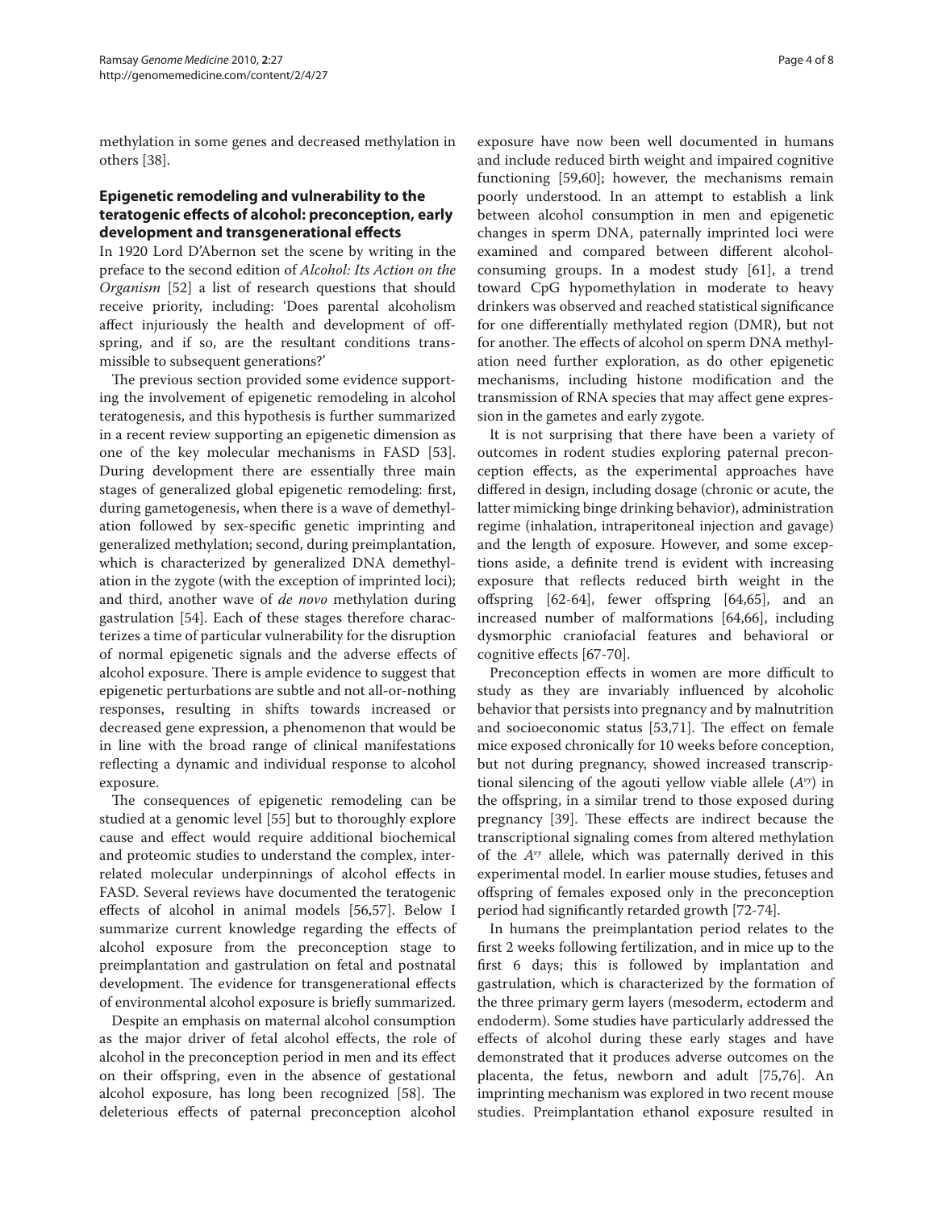methylation in some genes and decreased methylation in others [38].

## Epigenetic remodeling and vulnerability to the teratogenic effects of alcohol: preconception, early development and transgenerational effects

In 1920 Lord D'Abernon set the scene by writing in the preface to the second edition of *Alcohol: Its Action on the Organism* [52] a list of research questions that should receive priority, including: 'Does parental alcoholism affect injuriously the health and development of offspring, and if so, are the resultant conditions transmissible to subsequent generations?'

The previous section provided some evidence supporting the involvement of epigenetic remodeling in alcohol teratogenesis, and this hypothesis is further summarized in a recent review supporting an epigenetic dimension as one of the key molecular mechanisms in FASD [53]. During development there are essentially three main stages of generalized global epigenetic remodeling: first, during gametogenesis, when there is a wave of demethylation followed by sex-specific genetic imprinting and generalized methylation; second, during preimplantation, which is characterized by generalized DNA demethylation in the zygote (with the exception of imprinted loci); and third, another wave of *de novo* methylation during gastrulation [54]. Each of these stages therefore characterizes a time of particular vulnerability for the disruption of normal epigenetic signals and the adverse effects of alcohol exposure. There is ample evidence to suggest that epigenetic perturbations are subtle and not all-or-nothing responses, resulting in shifts towards increased or decreased gene expression, a phenomenon that would be in line with the broad range of clinical manifestations reflecting a dynamic and individual response to alcohol exposure.

The consequences of epigenetic remodeling can be studied at a genomic level [55] but to thoroughly explore cause and effect would require additional biochemical and proteomic studies to understand the complex, interrelated molecular underpinnings of alcohol effects in FASD. Several reviews have documented the teratogenic effects of alcohol in animal models [56,57]. Below I summarize current knowledge regarding the effects of alcohol exposure from the preconception stage to preimplantation and gastrulation on fetal and postnatal development. The evidence for transgenerational effects of environmental alcohol exposure is briefly summarized.

Despite an emphasis on maternal alcohol consumption as the major driver of fetal alcohol effects, the role of alcohol in the preconception period in men and its effect on their offspring, even in the absence of gestational alcohol exposure, has long been recognized [58]. The deleterious effects of paternal preconception alcohol exposure have now been well documented in humans and include reduced birth weight and impaired cognitive functioning [59,60]; however, the mechanisms remain poorly understood. In an attempt to establish a link between alcohol consumption in men and epigenetic changes in sperm DNA, paternally imprinted loci were examined and compared between different alcohol-consuming groups. In a modest study [61], a trend toward CpG hypomethylation in moderate to heavy drinkers was observed and reached statistical significance for one differentially methylated region (DMR), but not for another. The effects of alcohol on sperm DNA methylation need further exploration, as do other epigenetic mechanisms, including histone modification and the transmission of RNA species that may affect gene expression in the gametes and early zygote.

It is not surprising that there have been a variety of outcomes in rodent studies exploring paternal preconception effects, as the experimental approaches have differed in design, including dosage (chronic or acute, the latter mimicking binge drinking behavior), administration regime (inhalation, intraperitoneal injection and gavage) and the length of exposure. However, and some exceptions aside, a definite trend is evident with increasing exposure that reflects reduced birth weight in the offspring [62-64], fewer offspring [64,65], and an increased number of malformations [64,66], including dysmorphic craniofacial features and behavioral or cognitive effects [67-70].

Preconception effects in women are more difficult to study as they are invariably influenced by alcoholic behavior that persists into pregnancy and by malnutrition and socioeconomic status [53,71]. The effect on female mice exposed chronically for 10 weeks before conception, but not during pregnancy, showed increased transcriptional silencing of the agouti yellow viable allele ($A^{vy}$) in the offspring, in a similar trend to those exposed during pregnancy [39]. These effects are indirect because the transcriptional signaling comes from altered methylation of the $A^{vy}$ allele, which was paternally derived in this experimental model. In earlier mouse studies, fetuses and offspring of females exposed only in the preconception period had significantly retarded growth [72-74].

In humans the preimplantation period relates to the first 2 weeks following fertilization, and in mice up to the first 6 days; this is followed by implantation and gastrulation, which is characterized by the formation of the three primary germ layers (mesoderm, ectoderm and endoderm). Some studies have particularly addressed the effects of alcohol during these early stages and have demonstrated that it produces adverse outcomes on the placenta, the fetus, newborn and adult [75,76]. An imprinting mechanism was explored in two recent mouse studies. Preimplantation ethanol exposure resulted in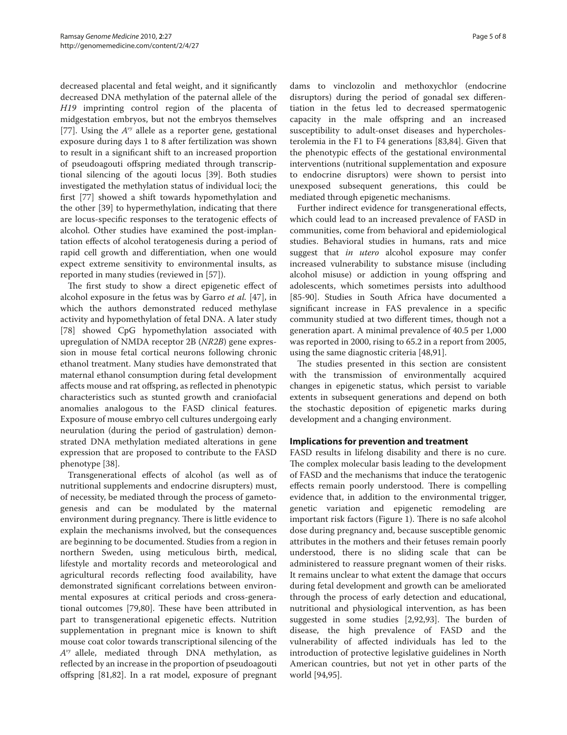decreased placental and fetal weight, and it significantly decreased DNA methylation of the paternal allele of the *H19* imprinting control region of the placenta of midgestation embryos, but not the embryos themselves [77]. Using the $A^{vy}$ allele as a reporter gene, gestational exposure during days 1 to 8 after fertilization was shown to result in a significant shift to an increased proportion of pseudoagouti offspring mediated through transcriptional silencing of the agouti locus [39]. Both studies investigated the methylation status of individual loci; the first [77] showed a shift towards hypomethylation and the other [39] to hypermethylation, indicating that there are locus-specific responses to the teratogenic effects of alcohol. Other studies have examined the post-implantation effects of alcohol teratogenesis during a period of rapid cell growth and differentiation, when one would expect extreme sensitivity to environmental insults, as reported in many studies (reviewed in [57]).

The first study to show a direct epigenetic effect of alcohol exposure in the fetus was by Garro *et al.* [47], in which the authors demonstrated reduced methylase activity and hypomethylation of fetal DNA. A later study [78] showed CpG hypomethylation associated with upregulation of NMDA receptor 2B (*NR2B*) gene expression in mouse fetal cortical neurons following chronic ethanol treatment. Many studies have demonstrated that maternal ethanol consumption during fetal development affects mouse and rat offspring, as reflected in phenotypic characteristics such as stunted growth and craniofacial anomalies analogous to the FASD clinical features. Exposure of mouse embryo cell cultures undergoing early neurulation (during the period of gastrulation) demonstrated DNA methylation mediated alterations in gene expression that are proposed to contribute to the FASD phenotype [38].

Transgenerational effects of alcohol (as well as of nutritional supplements and endocrine disrupters) must, of necessity, be mediated through the process of gametogenesis and can be modulated by the maternal environment during pregnancy. There is little evidence to explain the mechanisms involved, but the consequences are beginning to be documented. Studies from a region in northern Sweden, using meticulous birth, medical, lifestyle and mortality records and meteorological and agricultural records reflecting food availability, have demonstrated significant correlations between environmental exposures at critical periods and cross-generational outcomes [79,80]. These have been attributed in part to transgenerational epigenetic effects. Nutrition supplementation in pregnant mice is known to shift mouse coat color towards transcriptional silencing of the $A^{vy}$ allele, mediated through DNA methylation, as reflected by an increase in the proportion of pseudoagouti offspring [81,82]. In a rat model, exposure of pregnant dams to vinclozolin and methoxychlor (endocrine disruptors) during the period of gonadal sex differentiation in the fetus led to decreased spermatogenic capacity in the male offspring and an increased susceptibility to adult-onset diseases and hypercholesterolemia in the F1 to F4 generations [83,84]. Given that the phenotypic effects of the gestational environmental interventions (nutritional supplementation and exposure to endocrine disruptors) were shown to persist into unexposed subsequent generations, this could be mediated through epigenetic mechanisms.

Further indirect evidence for transgenerational effects, which could lead to an increased prevalence of FASD in communities, come from behavioral and epidemiological studies. Behavioral studies in humans, rats and mice suggest that *in utero* alcohol exposure may confer increased vulnerability to substance misuse (including alcohol misuse) or addiction in young offspring and adolescents, which sometimes persists into adulthood [85-90]. Studies in South Africa have documented a significant increase in FAS prevalence in a specific community studied at two different times, though not a generation apart. A minimal prevalence of 40.5 per 1,000 was reported in 2000, rising to 65.2 in a report from 2005, using the same diagnostic criteria [48,91].

The studies presented in this section are consistent with the transmission of environmentally acquired changes in epigenetic status, which persist to variable extents in subsequent generations and depend on both the stochastic deposition of epigenetic marks during development and a changing environment.

## Implications for prevention and treatment

FASD results in lifelong disability and there is no cure. The complex molecular basis leading to the development of FASD and the mechanisms that induce the teratogenic effects remain poorly understood. There is compelling evidence that, in addition to the environmental trigger, genetic variation and epigenetic remodeling are important risk factors (Figure 1). There is no safe alcohol dose during pregnancy and, because susceptible genomic attributes in the mothers and their fetuses remain poorly understood, there is no sliding scale that can be administered to reassure pregnant women of their risks. It remains unclear to what extent the damage that occurs during fetal development and growth can be ameliorated through the process of early detection and educational, nutritional and physiological intervention, as has been suggested in some studies [2,92,93]. The burden of disease, the high prevalence of FASD and the vulnerability of affected individuals has led to the introduction of protective legislative guidelines in North American countries, but not yet in other parts of the world [94,95].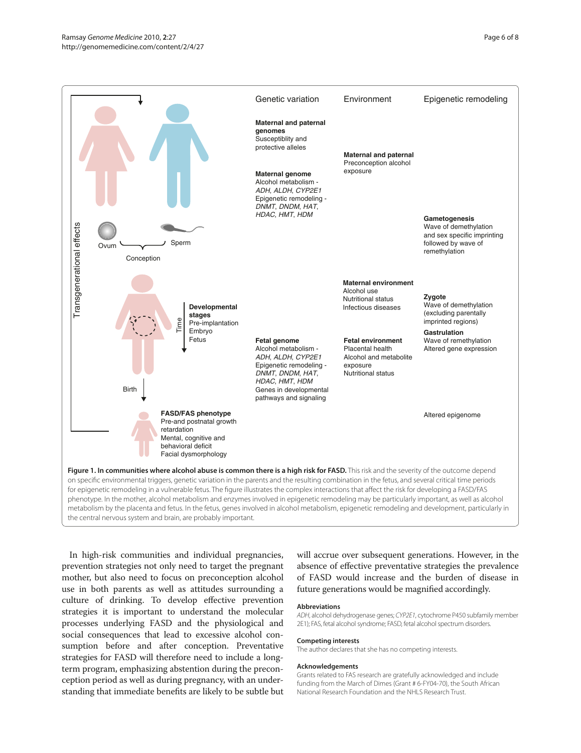| Genetic variation | Environment | Epigenetic remodeling |
|---|---|---|
| **Maternal and paternal genomes** Susceptiblity and protective alleles | | |
| **Maternal genome** Alcohol metabolism - *ADH*, *ALDH*, *CYP2E1* Epigenetic remodeling - *DNMT*, *DNDM*, *HAT*, *HDAC*, *HMT*, *HDM* | **Maternal and paternal** Preconception alcohol exposure | |
| | | **Gametogenesis** Wave of demethylation and sex specific imprinting followed by wave of remethylation |
| | **Maternal environment** Alcohol use Nutritional status Infectious diseases | **Zygote** Wave of demethylation (excluding parentally imprinted regions) |
| **Fetal genome** Alcohol metabolism - *ADH*, *ALDH*, *CYP2E1* Epigenetic remodeling - *DNMT*, *DNDM*, *HAT*, *HDAC*, *HMT*, *HDM* Genes in developmental pathways and signaling | **Fetal environment** Placental health Alcohol and metabolite exposure Nutritional status | **Gastrulation** Wave of remethylation Altered gene expression |
| | | Altered epigenome |

Transgenerational effects

Ovum — Sperm — Conception

**Developmental stages** (Time): Pre-implantation, Embryo, Fetus

Birth

**FASD/FAS phenotype**
Pre-and postnatal growth retardation
Mental, cognitive and behavioral deficit
Facial dysmorphology

**Figure 1. In communities where alcohol abuse is common there is a high risk for FASD.** This risk and the severity of the outcome depend on specific environmental triggers, genetic variation in the parents and the resulting combination in the fetus, and several critical time periods for epigenetic remodeling in a vulnerable fetus. The figure illustrates the complex interactions that affect the risk for developing a FASD/FAS phenotype. In the mother, alcohol metabolism and enzymes involved in epigenetic remodeling may be particularly important, as well as alcohol metabolism by the placenta and fetus. In the fetus, genes involved in alcohol metabolism, epigenetic remodeling and development, particularly in the central nervous system and brain, are probably important.

In high-risk communities and individual pregnancies, prevention strategies not only need to target the pregnant mother, but also need to focus on preconception alcohol use in both parents as well as attitudes surrounding a culture of drinking. To develop effective prevention strategies it is important to understand the molecular processes underlying FASD and the physiological and social consequences that lead to excessive alcohol consumption before and after conception. Preventative strategies for FASD will therefore need to include a long-term program, emphasizing abstention during the preconception period as well as during pregnancy, with an understanding that immediate benefits are likely to be subtle but will accrue over subsequent generations. However, in the absence of effective preventative strategies the prevalence of FASD would increase and the burden of disease in future generations would be magnified accordingly.

### Abbreviations

*ADH*, alcohol dehydrogenase genes; *CYP2E1*, cytochrome P450 subfamily member 2E1); FAS, fetal alcohol syndrome; FASD, fetal alcohol spectrum disorders.

### Competing interests

The author declares that she has no competing interests.

### Acknowledgements

Grants related to FAS research are gratefully acknowledged and include funding from the March of Dimes (Grant # 6-FY04-70), the South African National Research Foundation and the NHLS Research Trust.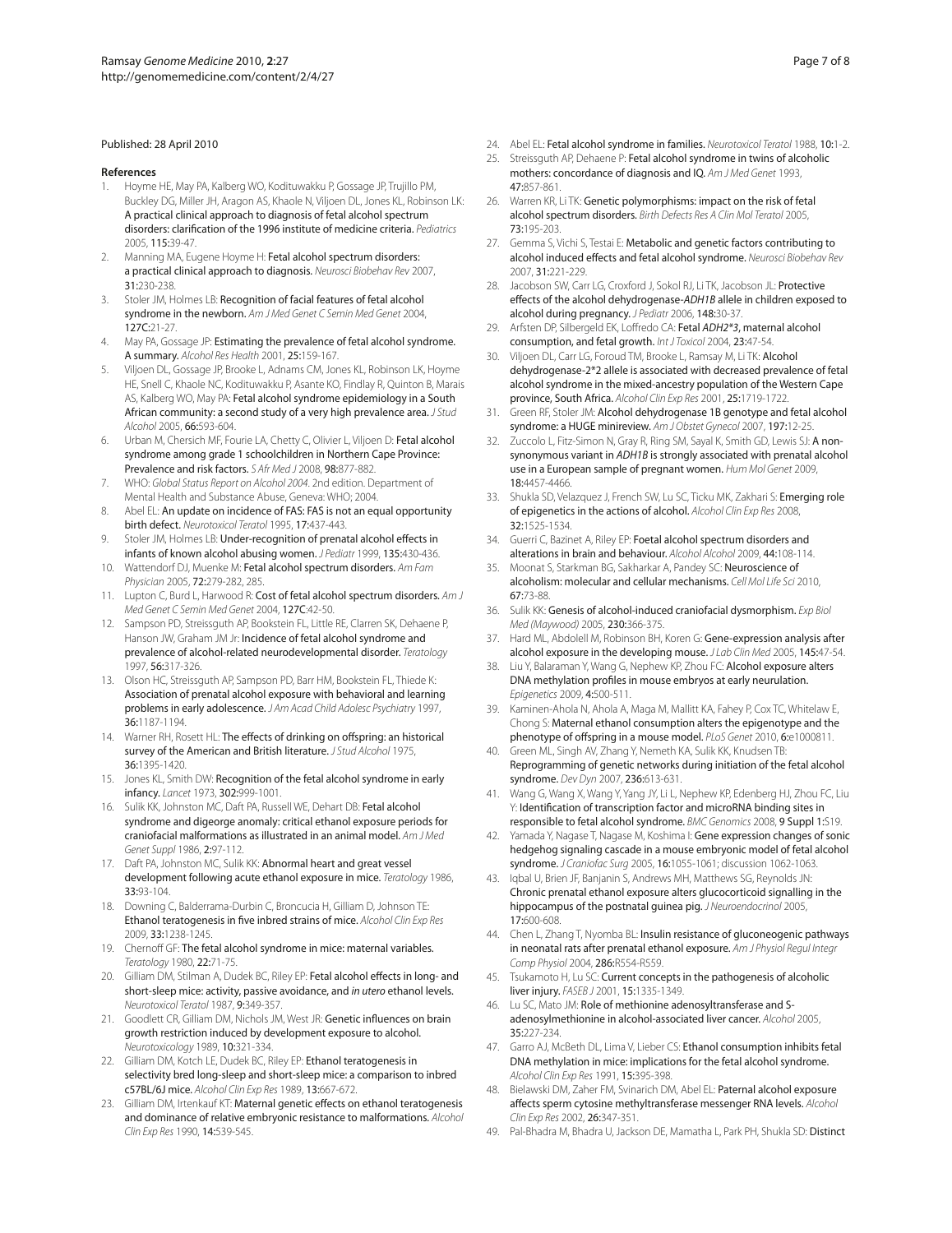Published: 28 April 2010

## References

1. Hoyme HE, May PA, Kalberg WO, Kodituwakku P, Gossage JP, Trujillo PM, Buckley DG, Miller JH, Aragon AS, Khaole N, Viljoen DL, Jones KL, Robinson LK: **A practical clinical approach to diagnosis of fetal alcohol spectrum disorders: clarification of the 1996 institute of medicine criteria.** *Pediatrics* 2005, **115:**39-47.
2. Manning MA, Eugene Hoyme H: **Fetal alcohol spectrum disorders: a practical clinical approach to diagnosis.** *Neurosci Biobehav Rev* 2007, **31:**230-238.
3. Stoler JM, Holmes LB: **Recognition of facial features of fetal alcohol syndrome in the newborn.** *Am J Med Genet C Semin Med Genet* 2004, **127C:**21-27.
4. May PA, Gossage JP: **Estimating the prevalence of fetal alcohol syndrome. A summary.** *Alcohol Res Health* 2001, **25:**159-167.
5. Viljoen DL, Gossage JP, Brooke L, Adnams CM, Jones KL, Robinson LK, Hoyme HE, Snell C, Khaole NC, Kodituwakku P, Asante KO, Findlay R, Quinton B, Marais AS, Kalberg WO, May PA: **Fetal alcohol syndrome epidemiology in a South African community: a second study of a very high prevalence area.** *J Stud Alcohol* 2005, **66:**593-604.
6. Urban M, Chersich MF, Fourie LA, Chetty C, Olivier L, Viljoen D: **Fetal alcohol syndrome among grade 1 schoolchildren in Northern Cape Province: Prevalence and risk factors.** *S Afr Med J* 2008, **98:**877-882.
7. WHO: *Global Status Report on Alcohol 2004.* 2nd edition. Department of Mental Health and Substance Abuse, Geneva: WHO; 2004.
8. Abel EL: **An update on incidence of FAS: FAS is not an equal opportunity birth defect.** *Neurotoxicol Teratol* 1995, **17:**437-443.
9. Stoler JM, Holmes LB: **Under-recognition of prenatal alcohol effects in infants of known alcohol abusing women.** *J Pediatr* 1999, **135:**430-436.
10. Wattendorf DJ, Muenke M: **Fetal alcohol spectrum disorders.** *Am Fam Physician* 2005, **72:**279-282, 285.
11. Lupton C, Burd L, Harwood R: **Cost of fetal alcohol spectrum disorders.** *Am J Med Genet C Semin Med Genet* 2004, **127C:**42-50.
12. Sampson PD, Streissguth AP, Bookstein FL, Little RE, Clarren SK, Dehaene P, Hanson JW, Graham JM Jr: **Incidence of fetal alcohol syndrome and prevalence of alcohol-related neurodevelopmental disorder.** *Teratology* 1997, **56:**317-326.
13. Olson HC, Streissguth AP, Sampson PD, Barr HM, Bookstein FL, Thiede K: **Association of prenatal alcohol exposure with behavioral and learning problems in early adolescence.** *J Am Acad Child Adolesc Psychiatry* 1997, **36:**1187-1194.
14. Warner RH, Rosett HL: **The effects of drinking on offspring: an historical survey of the American and British literature.** *J Stud Alcohol* 1975, **36:**1395-1420.
15. Jones KL, Smith DW: **Recognition of the fetal alcohol syndrome in early infancy.** *Lancet* 1973, **302:**999-1001.
16. Sulik KK, Johnston MC, Daft PA, Russell WE, Dehart DB: **Fetal alcohol syndrome and digeorge anomaly: critical ethanol exposure periods for craniofacial malformations as illustrated in an animal model.** *Am J Med Genet Suppl* 1986, **2:**97-112.
17. Daft PA, Johnston MC, Sulik KK: **Abnormal heart and great vessel development following acute ethanol exposure in mice.** *Teratology* 1986, **33:**93-104.
18. Downing C, Balderrama-Durbin C, Broncucia H, Gilliam D, Johnson TE: **Ethanol teratogenesis in five inbred strains of mice.** *Alcohol Clin Exp Res* 2009, **33:**1238-1245.
19. Chernoff GF: **The fetal alcohol syndrome in mice: maternal variables.** *Teratology* 1980, **22:**71-75.
20. Gilliam DM, Stilman A, Dudek BC, Riley EP: **Fetal alcohol effects in long- and short-sleep mice: activity, passive avoidance, and *in utero* ethanol levels.** *Neurotoxicol Teratol* 1987, **9:**349-357.
21. Goodlett CR, Gilliam DM, Nichols JM, West JR: **Genetic influences on brain growth restriction induced by development exposure to alcohol.** *Neurotoxicology* 1989, **10:**321-334.
22. Gilliam DM, Kotch LE, Dudek BC, Riley EP: **Ethanol teratogenesis in selectivity bred long-sleep and short-sleep mice: a comparison to inbred c57BL/6J mice.** *Alcohol Clin Exp Res* 1989, **13:**667-672.
23. Gilliam DM, Irtenkauf KT: **Maternal genetic effects on ethanol teratogenesis and dominance of relative embryonic resistance to malformations.** *Alcohol Clin Exp Res* 1990, **14:**539-545.
24. Abel EL: **Fetal alcohol syndrome in families.** *Neurotoxicol Teratol* 1988, **10:**1-2.
25. Streissguth AP, Dehaene P: **Fetal alcohol syndrome in twins of alcoholic mothers: concordance of diagnosis and IQ.** *Am J Med Genet* 1993, **47:**857-861.
26. Warren KR, Li TK: **Genetic polymorphisms: impact on the risk of fetal alcohol spectrum disorders.** *Birth Defects Res A Clin Mol Teratol* 2005, **73:**195-203.
27. Gemma S, Vichi S, Testai E: **Metabolic and genetic factors contributing to alcohol induced effects and fetal alcohol syndrome.** *Neurosci Biobehav Rev* 2007, **31:**221-229.
28. Jacobson SW, Carr LG, Croxford J, Sokol RJ, Li TK, Jacobson JL: **Protective effects of the alcohol dehydrogenase-*ADH1B* allele in children exposed to alcohol during pregnancy.** *J Pediatr* 2006, **148:**30-37.
29. Arfsten DP, Silbergeld EK, Loffredo CA: **Fetal *ADH2\*3*, maternal alcohol consumption, and fetal growth.** *Int J Toxicol* 2004, **23:**47-54.
30. Viljoen DL, Carr LG, Foroud TM, Brooke L, Ramsay M, Li TK: **Alcohol dehydrogenase-2\*2 allele is associated with decreased prevalence of fetal alcohol syndrome in the mixed-ancestry population of the Western Cape province, South Africa.** *Alcohol Clin Exp Res* 2001, **25:**1719-1722.
31. Green RF, Stoler JM: **Alcohol dehydrogenase 1B genotype and fetal alcohol syndrome: a HUGE minireview.** *Am J Obstet Gynecol* 2007, **197:**12-25.
32. Zuccolo L, Fitz-Simon N, Gray R, Ring SM, Sayal K, Smith GD, Lewis SJ: **A non-synonymous variant in *ADH1B* is strongly associated with prenatal alcohol use in a European sample of pregnant women.** *Hum Mol Genet* 2009, **18:**4457-4466.
33. Shukla SD, Velazquez J, French SW, Lu SC, Ticku MK, Zakhari S: **Emerging role of epigenetics in the actions of alcohol.** *Alcohol Clin Exp Res* 2008, **32:**1525-1534.
34. Guerri C, Bazinet A, Riley EP: **Foetal alcohol spectrum disorders and alterations in brain and behaviour.** *Alcohol Alcohol* 2009, **44:**108-114.
35. Moonat S, Starkman BG, Sakharkar A, Pandey SC: **Neuroscience of alcoholism: molecular and cellular mechanisms.** *Cell Mol Life Sci* 2010, **67:**73-88.
36. Sulik KK: **Genesis of alcohol-induced craniofacial dysmorphism.** *Exp Biol Med (Maywood)* 2005, **230:**366-375.
37. Hard ML, Abdolell M, Robinson BH, Koren G: **Gene-expression analysis after alcohol exposure in the developing mouse.** *J Lab Clin Med* 2005, **145:**47-54.
38. Liu Y, Balaraman Y, Wang G, Nephew KP, Zhou FC: **Alcohol exposure alters DNA methylation profiles in mouse embryos at early neurulation.** *Epigenetics* 2009, **4:**500-511.
39. Kaminen-Ahola N, Ahola A, Maga M, Mallitt KA, Fahey P, Cox TC, Whitelaw E, Chong S: **Maternal ethanol consumption alters the epigenotype and the phenotype of offspring in a mouse model.** *PLoS Genet* 2010, **6:**e1000811.
40. Green ML, Singh AV, Zhang Y, Nemeth KA, Sulik KK, Knudsen TB: **Reprogramming of genetic networks during initiation of the fetal alcohol syndrome.** *Dev Dyn* 2007, **236:**613-631.
41. Wang G, Wang X, Wang Y, Yang JY, Li L, Nephew KP, Edenberg HJ, Zhou FC, Liu Y: **Identification of transcription factor and microRNA binding sites in responsible to fetal alcohol syndrome.** *BMC Genomics* 2008, **9 Suppl 1:**S19.
42. Yamada Y, Nagase T, Nagase M, Koshima I: **Gene expression changes of sonic hedgehog signaling cascade in a mouse embryonic model of fetal alcohol syndrome.** *J Craniofac Surg* 2005, **16:**1055-1061; discussion 1062-1063.
43. Iqbal U, Brien JF, Banjanin S, Andrews MH, Matthews SG, Reynolds JN: **Chronic prenatal ethanol exposure alters glucocorticoid signalling in the hippocampus of the postnatal guinea pig.** *J Neuroendocrinol* 2005, **17:**600-608.
44. Chen L, Zhang T, Nyomba BL: **Insulin resistance of gluconeogenic pathways in neonatal rats after prenatal ethanol exposure.** *Am J Physiol Regul Integr Comp Physiol* 2004, **286:**R554-R559.
45. Tsukamoto H, Lu SC: **Current concepts in the pathogenesis of alcoholic liver injury.** *FASEB J* 2001, **15:**1335-1349.
46. Lu SC, Mato JM: **Role of methionine adenosyltransferase and S-adenosylmethionine in alcohol-associated liver cancer.** *Alcohol* 2005, **35:**227-234.
47. Garro AJ, McBeth DL, Lima V, Lieber CS: **Ethanol consumption inhibits fetal DNA methylation in mice: implications for the fetal alcohol syndrome.** *Alcohol Clin Exp Res* 1991, **15:**395-398.
48. Bielawski DM, Zaher FM, Svinarich DM, Abel EL: **Paternal alcohol exposure affects sperm cytosine methyltransferase messenger RNA levels.** *Alcohol Clin Exp Res* 2002, **26:**347-351.
49. Pal-Bhadra M, Bhadra U, Jackson DE, Mamatha L, Park PH, Shukla SD: **Distinct**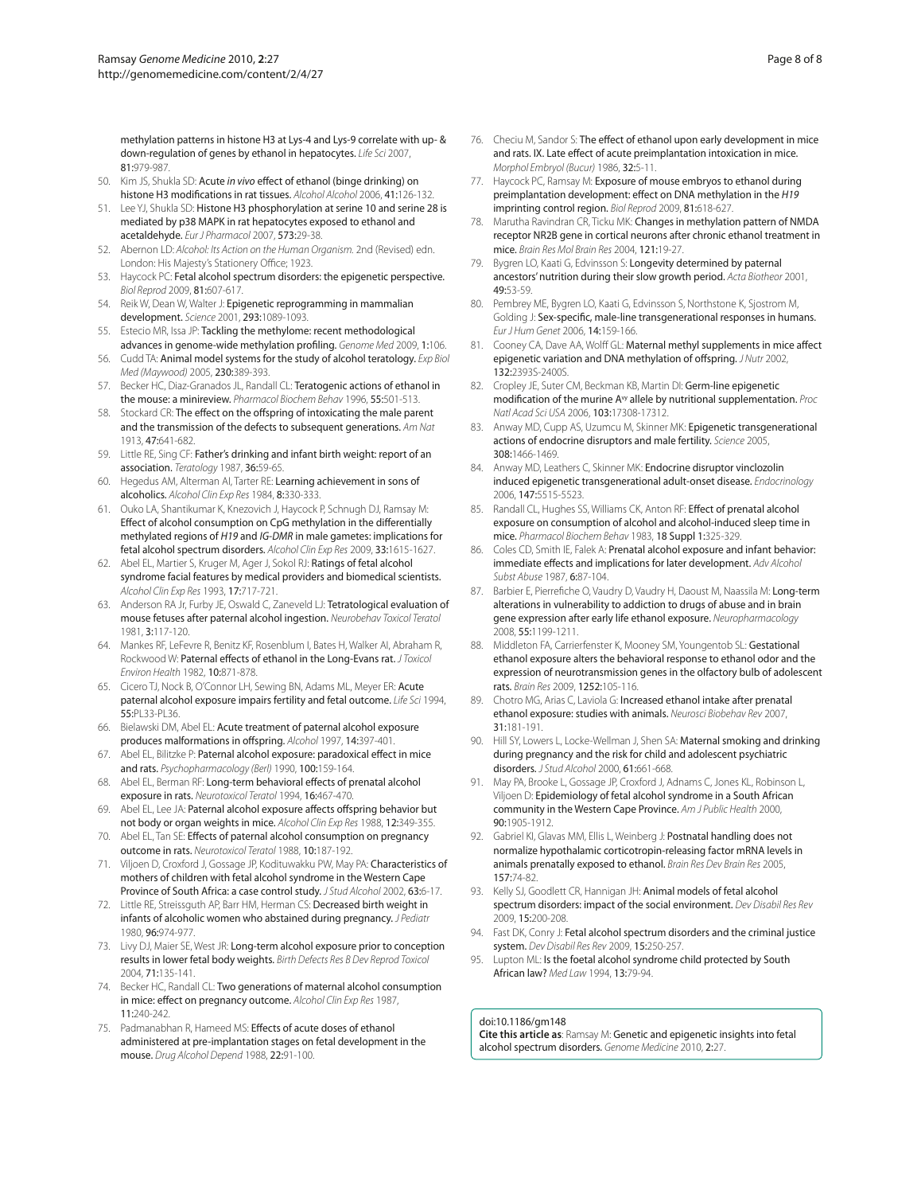methylation patterns in histone H3 at Lys-4 and Lys-9 correlate with up- & down-regulation of genes by ethanol in hepatocytes. *Life Sci* 2007, **81:**979-987.

50. Kim JS, Shukla SD: **Acute *in vivo* effect of ethanol (binge drinking) on histone H3 modifications in rat tissues.** *Alcohol Alcohol* 2006, **41:**126-132.
51. Lee YJ, Shukla SD: **Histone H3 phosphorylation at serine 10 and serine 28 is mediated by p38 MAPK in rat hepatocytes exposed to ethanol and acetaldehyde.** *Eur J Pharmacol* 2007, **573:**29-38.
52. Abernon LD: *Alcohol: Its Action on the Human Organism.* 2nd (Revised) edn. London: His Majesty's Stationery Office; 1923.
53. Haycock PC: **Fetal alcohol spectrum disorders: the epigenetic perspective.** *Biol Reprod* 2009, **81:**607-617.
54. Reik W, Dean W, Walter J: **Epigenetic reprogramming in mammalian development.** *Science* 2001, **293:**1089-1093.
55. Estecio MR, Issa JP: **Tackling the methylome: recent methodological advances in genome-wide methylation profiling.** *Genome Med* 2009, **1:**106.
56. Cudd TA: **Animal model systems for the study of alcohol teratology.** *Exp Biol Med (Maywood)* 2005, **230:**389-393.
57. Becker HC, Diaz-Granados JL, Randall CL: **Teratogenic actions of ethanol in the mouse: a minireview.** *Pharmacol Biochem Behav* 1996, **55:**501-513.
58. Stockard CR: **The effect on the offspring of intoxicating the male parent and the transmission of the defects to subsequent generations.** *Am Nat* 1913, **47:**641-682.
59. Little RE, Sing CF: **Father's drinking and infant birth weight: report of an association.** *Teratology* 1987, **36:**59-65.
60. Hegedus AM, Alterman AI, Tarter RE: **Learning achievement in sons of alcoholics.** *Alcohol Clin Exp Res* 1984, **8:**330-333.
61. Ouko LA, Shantikumar K, Knezovich J, Haycock P, Schnugh DJ, Ramsay M: **Effect of alcohol consumption on CpG methylation in the differentially methylated regions of *H19* and *IG-DMR* in male gametes: implications for fetal alcohol spectrum disorders.** *Alcohol Clin Exp Res* 2009, **33:**1615-1627.
62. Abel EL, Martier S, Kruger M, Ager J, Sokol RJ: **Ratings of fetal alcohol syndrome facial features by medical providers and biomedical scientists.** *Alcohol Clin Exp Res* 1993, **17:**717-721.
63. Anderson RA Jr, Furby JE, Oswald C, Zaneveld LJ: **Tetratological evaluation of mouse fetuses after paternal alcohol ingestion.** *Neurobehav Toxicol Teratol* 1981, **3:**117-120.
64. Mankes RF, LeFevre R, Benitz KF, Rosenblum I, Bates H, Walker AI, Abraham R, Rockwood W: **Paternal effects of ethanol in the Long-Evans rat.** *J Toxicol Environ Health* 1982, **10:**871-878.
65. Cicero TJ, Nock B, O'Connor LH, Sewing BN, Adams ML, Meyer ER: **Acute paternal alcohol exposure impairs fertility and fetal outcome.** *Life Sci* 1994, **55:**PL33-PL36.
66. Bielawski DM, Abel EL: **Acute treatment of paternal alcohol exposure produces malformations in offspring.** *Alcohol* 1997, **14:**397-401.
67. Abel EL, Bilitzke P: **Paternal alcohol exposure: paradoxical effect in mice and rats.** *Psychopharmacology (Berl)* 1990, **100:**159-164.
68. Abel EL, Berman RF: **Long-term behavioral effects of prenatal alcohol exposure in rats.** *Neurotoxicol Teratol* 1994, **16:**467-470.
69. Abel EL, Lee JA: **Paternal alcohol exposure affects offspring behavior but not body or organ weights in mice.** *Alcohol Clin Exp Res* 1988, **12:**349-355.
70. Abel EL, Tan SE: **Effects of paternal alcohol consumption on pregnancy outcome in rats.** *Neurotoxicol Teratol* 1988, **10:**187-192.
71. Viljoen D, Croxford J, Gossage JP, Kodituwakku PW, May PA: **Characteristics of mothers of children with fetal alcohol syndrome in the Western Cape Province of South Africa: a case control study.** *J Stud Alcohol* 2002, **63:**6-17.
72. Little RE, Streissguth AP, Barr HM, Herman CS: **Decreased birth weight in infants of alcoholic women who abstained during pregnancy.** *J Pediatr* 1980, **96:**974-977.
73. Livy DJ, Maier SE, West JR: **Long-term alcohol exposure prior to conception results in lower fetal body weights.** *Birth Defects Res B Dev Reprod Toxicol* 2004, **71:**135-141.
74. Becker HC, Randall CL: **Two generations of maternal alcohol consumption in mice: effect on pregnancy outcome.** *Alcohol Clin Exp Res* 1987, **11:**240-242.
75. Padmanabhan R, Hameed MS: **Effects of acute doses of ethanol administered at pre-implantation stages on fetal development in the mouse.** *Drug Alcohol Depend* 1988, **22:**91-100.
76. Checiu M, Sandor S: **The effect of ethanol upon early development in mice and rats. IX. Late effect of acute preimplantation intoxication in mice.** *Morphol Embryol (Bucur)* 1986, **32:**5-11.
77. Haycock PC, Ramsay M: **Exposure of mouse embryos to ethanol during preimplantation development: effect on DNA methylation in the *H19* imprinting control region.** *Biol Reprod* 2009, **81:**618-627.
78. Marutha Ravindran CR, Ticku MK: **Changes in methylation pattern of NMDA receptor NR2B gene in cortical neurons after chronic ethanol treatment in mice.** *Brain Res Mol Brain Res* 2004, **121:**19-27.
79. Bygren LO, Kaati G, Edvinsson S: **Longevity determined by paternal ancestors' nutrition during their slow growth period.** *Acta Biotheor* 2001, **49:**53-59.
80. Pembrey ME, Bygren LO, Kaati G, Edvinsson S, Northstone K, Sjostrom M, Golding J: **Sex-specific, male-line transgenerational responses in humans.** *Eur J Hum Genet* 2006, **14:**159-166.
81. Cooney CA, Dave AA, Wolff GL: **Maternal methyl supplements in mice affect epigenetic variation and DNA methylation of offspring.** *J Nutr* 2002, **132:**2393S-2400S.
82. Cropley JE, Suter CM, Beckman KB, Martin DI: **Germ-line epigenetic modification of the murine $A^{vy}$ allele by nutritional supplementation.** *Proc Natl Acad Sci USA* 2006, **103:**17308-17312.
83. Anway MD, Cupp AS, Uzumcu M, Skinner MK: **Epigenetic transgenerational actions of endocrine disruptors and male fertility.** *Science* 2005, **308:**1466-1469.
84. Anway MD, Leathers C, Skinner MK: **Endocrine disruptor vinclozolin induced epigenetic transgenerational adult-onset disease.** *Endocrinology* 2006, **147:**5515-5523.
85. Randall CL, Hughes SS, Williams CK, Anton RF: **Effect of prenatal alcohol exposure on consumption of alcohol and alcohol-induced sleep time in mice.** *Pharmacol Biochem Behav* 1983, **18 Suppl 1:**325-329.
86. Coles CD, Smith IE, Falek A: **Prenatal alcohol exposure and infant behavior: immediate effects and implications for later development.** *Adv Alcohol Subst Abuse* 1987, **6:**87-104.
87. Barbier E, Pierrefiche O, Vaudry D, Vaudry H, Daoust M, Naassila M: **Long-term alterations in vulnerability to addiction to drugs of abuse and in brain gene expression after early life ethanol exposure.** *Neuropharmacology* 2008, **55:**1199-1211.
88. Middleton FA, Carrierfenster K, Mooney SM, Youngentob SL: **Gestational ethanol exposure alters the behavioral response to ethanol odor and the expression of neurotransmission genes in the olfactory bulb of adolescent rats.** *Brain Res* 2009, **1252:**105-116.
89. Chotro MG, Arias C, Laviola G: **Increased ethanol intake after prenatal ethanol exposure: studies with animals.** *Neurosci Biobehav Rev* 2007, **31:**181-191.
90. Hill SY, Lowers L, Locke-Wellman J, Shen SA: **Maternal smoking and drinking during pregnancy and the risk for child and adolescent psychiatric disorders.** *J Stud Alcohol* 2000, **61:**661-668.
91. May PA, Brooke L, Gossage JP, Croxford J, Adnams C, Jones KL, Robinson L, Viljoen D: **Epidemiology of fetal alcohol syndrome in a South African community in the Western Cape Province.** *Am J Public Health* 2000, **90:**1905-1912.
92. Gabriel KI, Glavas MM, Ellis L, Weinberg J: **Postnatal handling does not normalize hypothalamic corticotropin-releasing factor mRNA levels in animals prenatally exposed to ethanol.** *Brain Res Dev Brain Res* 2005, **157:**74-82.
93. Kelly SJ, Goodlett CR, Hannigan JH: **Animal models of fetal alcohol spectrum disorders: impact of the social environment.** *Dev Disabil Res Rev* 2009, **15:**200-208.
94. Fast DK, Conry J: **Fetal alcohol spectrum disorders and the criminal justice system.** *Dev Disabil Res Rev* 2009, **15:**250-257.
95. Lupton ML: **Is the foetal alcohol syndrome child protected by South African law?** *Med Law* 1994, **13:**79-94.

doi:10.1186/gm148
**Cite this article as**: Ramsay M: Genetic and epigenetic insights into fetal alcohol spectrum disorders. *Genome Medicine* 2010, **2:**27.